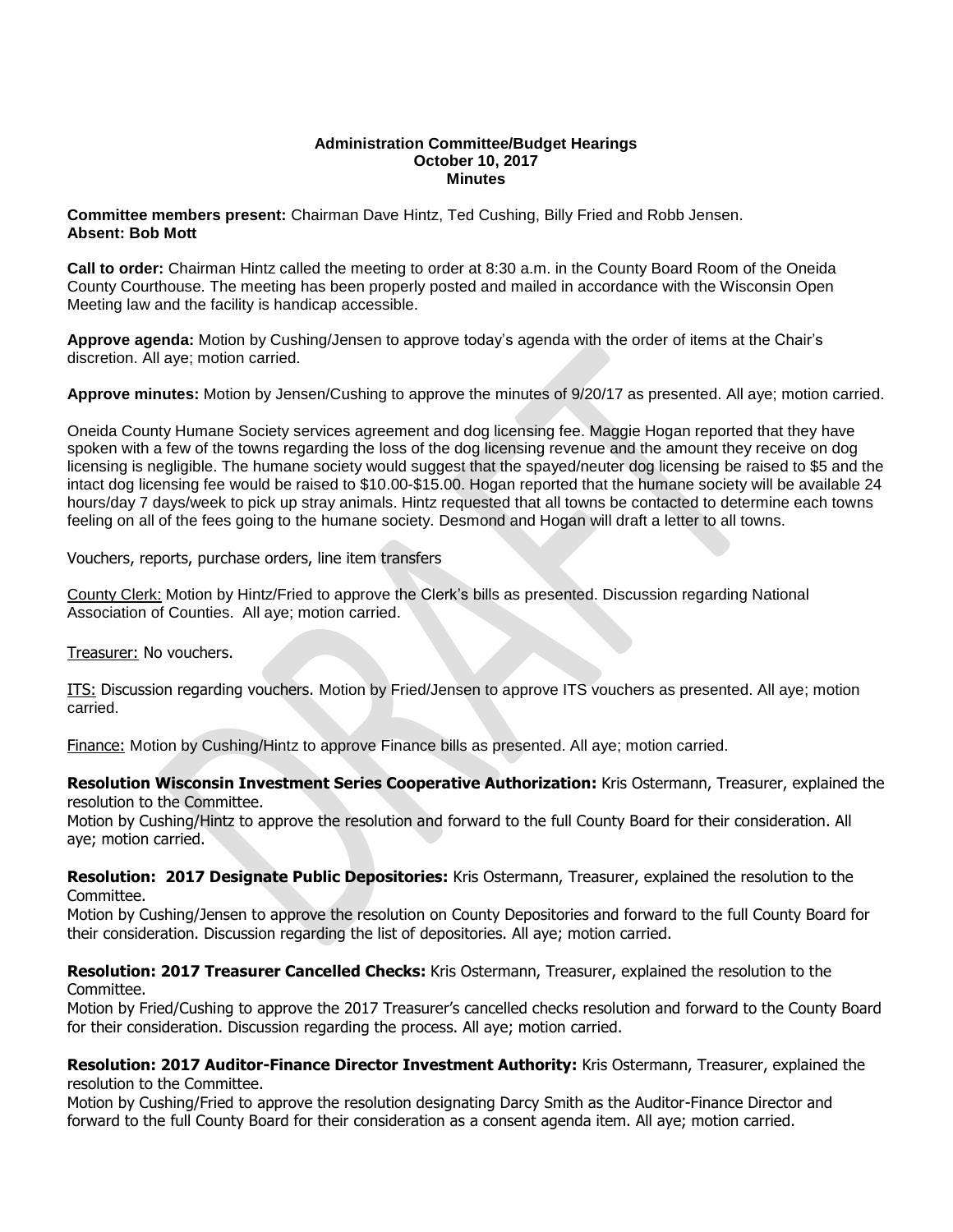**Administration Committee/Budget Hearings**
**October 10, 2017**
**Minutes**

**Committee members present:** Chairman Dave Hintz, Ted Cushing, Billy Fried and Robb Jensen.
**Absent: Bob Mott**

**Call to order:** Chairman Hintz called the meeting to order at 8:30 a.m. in the County Board Room of the Oneida County Courthouse. The meeting has been properly posted and mailed in accordance with the Wisconsin Open Meeting law and the facility is handicap accessible.

**Approve agenda:** Motion by Cushing/Jensen to approve today's agenda with the order of items at the Chair's discretion. All aye; motion carried.

**Approve minutes:** Motion by Jensen/Cushing to approve the minutes of 9/20/17 as presented. All aye; motion carried.

Oneida County Humane Society services agreement and dog licensing fee. Maggie Hogan reported that they have spoken with a few of the towns regarding the loss of the dog licensing revenue and the amount they receive on dog licensing is negligible. The humane society would suggest that the spayed/neuter dog licensing be raised to $5 and the intact dog licensing fee would be raised to $10.00-$15.00. Hogan reported that the humane society will be available 24 hours/day 7 days/week to pick up stray animals. Hintz requested that all towns be contacted to determine each towns feeling on all of the fees going to the humane society. Desmond and Hogan will draft a letter to all towns.

Vouchers, reports, purchase orders, line item transfers

County Clerk: Motion by Hintz/Fried to approve the Clerk's bills as presented. Discussion regarding National Association of Counties. All aye; motion carried.

Treasurer: No vouchers.

ITS: Discussion regarding vouchers. Motion by Fried/Jensen to approve ITS vouchers as presented. All aye; motion carried.

Finance: Motion by Cushing/Hintz to approve Finance bills as presented. All aye; motion carried.

**Resolution Wisconsin Investment Series Cooperative Authorization:** Kris Ostermann, Treasurer, explained the resolution to the Committee.
Motion by Cushing/Hintz to approve the resolution and forward to the full County Board for their consideration. All aye; motion carried.

**Resolution: 2017 Designate Public Depositories:** Kris Ostermann, Treasurer, explained the resolution to the Committee.
Motion by Cushing/Jensen to approve the resolution on County Depositories and forward to the full County Board for their consideration. Discussion regarding the list of depositories. All aye; motion carried.

**Resolution: 2017 Treasurer Cancelled Checks:** Kris Ostermann, Treasurer, explained the resolution to the Committee.
Motion by Fried/Cushing to approve the 2017 Treasurer's cancelled checks resolution and forward to the County Board for their consideration. Discussion regarding the process. All aye; motion carried.

**Resolution: 2017 Auditor-Finance Director Investment Authority:** Kris Ostermann, Treasurer, explained the resolution to the Committee.
Motion by Cushing/Fried to approve the resolution designating Darcy Smith as the Auditor-Finance Director and forward to the full County Board for their consideration as a consent agenda item. All aye; motion carried.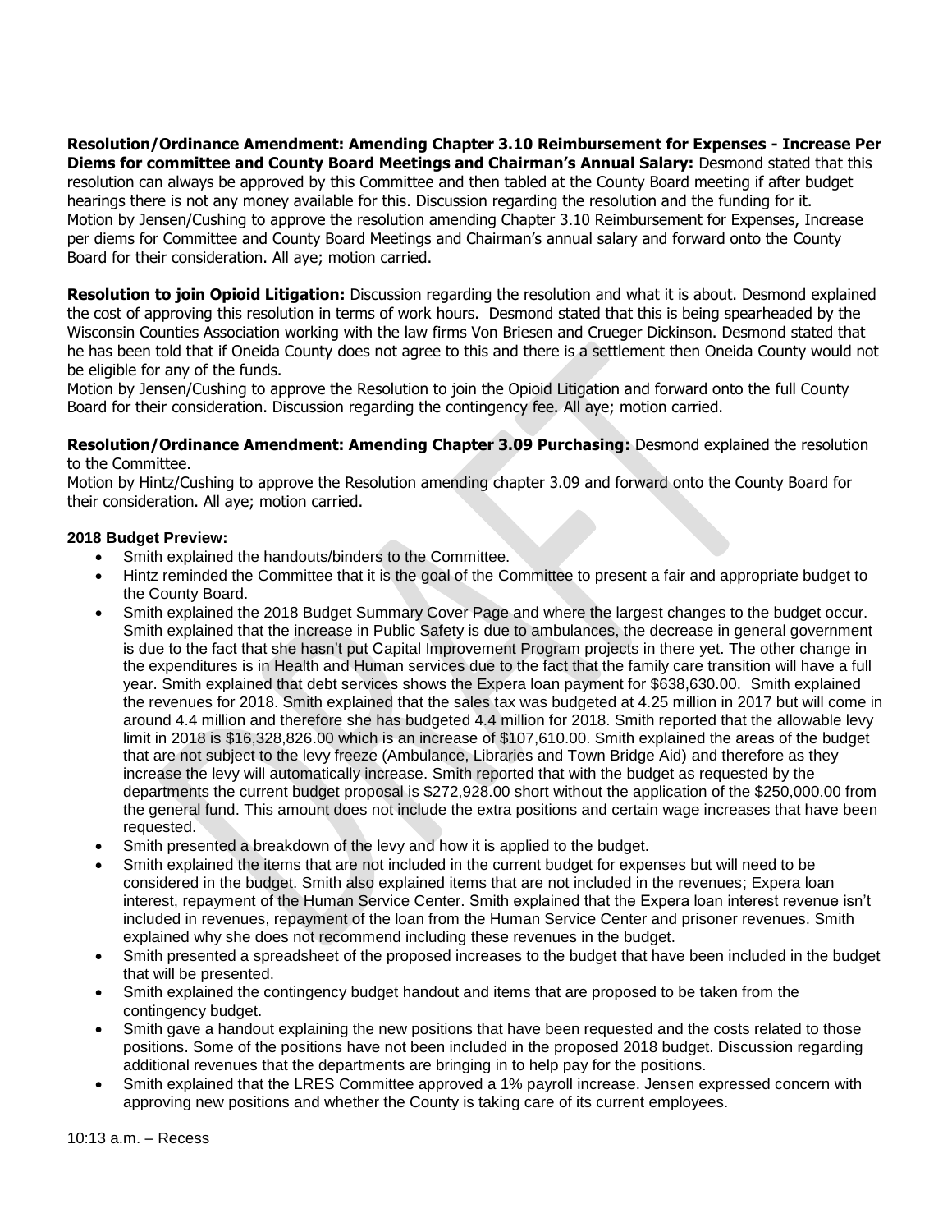**Resolution/Ordinance Amendment: Amending Chapter 3.10 Reimbursement for Expenses - Increase Per Diems for committee and County Board Meetings and Chairman's Annual Salary:** Desmond stated that this resolution can always be approved by this Committee and then tabled at the County Board meeting if after budget hearings there is not any money available for this. Discussion regarding the resolution and the funding for it. Motion by Jensen/Cushing to approve the resolution amending Chapter 3.10 Reimbursement for Expenses, Increase per diems for Committee and County Board Meetings and Chairman's annual salary and forward onto the County Board for their consideration. All aye; motion carried.

**Resolution to join Opioid Litigation:** Discussion regarding the resolution and what it is about. Desmond explained the cost of approving this resolution in terms of work hours. Desmond stated that this is being spearheaded by the Wisconsin Counties Association working with the law firms Von Briesen and Crueger Dickinson. Desmond stated that he has been told that if Oneida County does not agree to this and there is a settlement then Oneida County would not be eligible for any of the funds.
Motion by Jensen/Cushing to approve the Resolution to join the Opioid Litigation and forward onto the full County Board for their consideration. Discussion regarding the contingency fee. All aye; motion carried.

**Resolution/Ordinance Amendment: Amending Chapter 3.09 Purchasing:** Desmond explained the resolution to the Committee.
Motion by Hintz/Cushing to approve the Resolution amending chapter 3.09 and forward onto the County Board for their consideration. All aye; motion carried.

**2018 Budget Preview:**

- Smith explained the handouts/binders to the Committee.
- Hintz reminded the Committee that it is the goal of the Committee to present a fair and appropriate budget to the County Board.
- Smith explained the 2018 Budget Summary Cover Page and where the largest changes to the budget occur. Smith explained that the increase in Public Safety is due to ambulances, the decrease in general government is due to the fact that she hasn't put Capital Improvement Program projects in there yet. The other change in the expenditures is in Health and Human services due to the fact that the family care transition will have a full year. Smith explained that debt services shows the Expera loan payment for $638,630.00. Smith explained the revenues for 2018. Smith explained that the sales tax was budgeted at 4.25 million in 2017 but will come in around 4.4 million and therefore she has budgeted 4.4 million for 2018. Smith reported that the allowable levy limit in 2018 is $16,328,826.00 which is an increase of $107,610.00. Smith explained the areas of the budget that are not subject to the levy freeze (Ambulance, Libraries and Town Bridge Aid) and therefore as they increase the levy will automatically increase. Smith reported that with the budget as requested by the departments the current budget proposal is $272,928.00 short without the application of the $250,000.00 from the general fund. This amount does not include the extra positions and certain wage increases that have been requested.
- Smith presented a breakdown of the levy and how it is applied to the budget.
- Smith explained the items that are not included in the current budget for expenses but will need to be considered in the budget. Smith also explained items that are not included in the revenues; Expera loan interest, repayment of the Human Service Center. Smith explained that the Expera loan interest revenue isn't included in revenues, repayment of the loan from the Human Service Center and prisoner revenues. Smith explained why she does not recommend including these revenues in the budget.
- Smith presented a spreadsheet of the proposed increases to the budget that have been included in the budget that will be presented.
- Smith explained the contingency budget handout and items that are proposed to be taken from the contingency budget.
- Smith gave a handout explaining the new positions that have been requested and the costs related to those positions. Some of the positions have not been included in the proposed 2018 budget. Discussion regarding additional revenues that the departments are bringing in to help pay for the positions.
- Smith explained that the LRES Committee approved a 1% payroll increase. Jensen expressed concern with approving new positions and whether the County is taking care of its current employees.

10:13 a.m. – Recess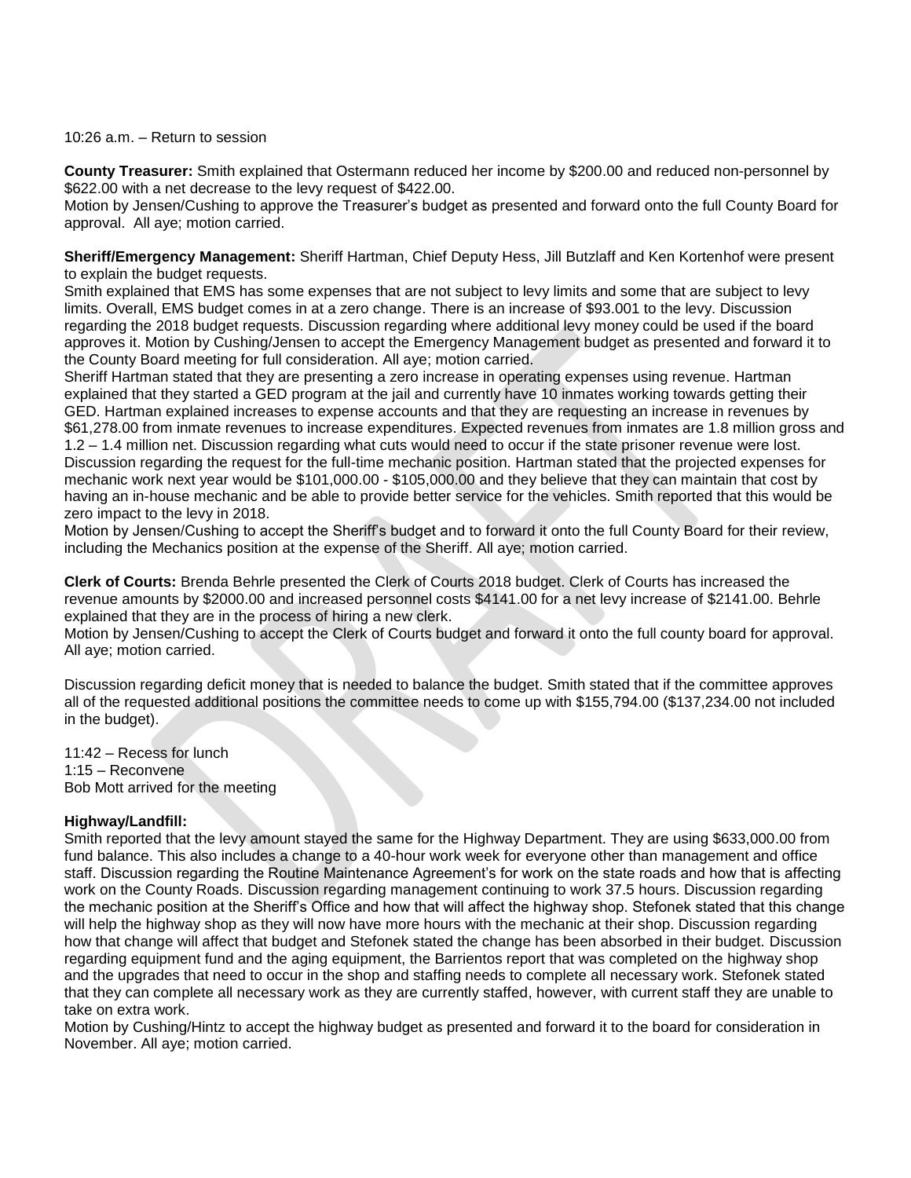10:26 a.m. – Return to session

**County Treasurer:** Smith explained that Ostermann reduced her income by $200.00 and reduced non-personnel by $622.00 with a net decrease to the levy request of $422.00.

Motion by Jensen/Cushing to approve the Treasurer's budget as presented and forward onto the full County Board for approval. All aye; motion carried.

**Sheriff/Emergency Management:** Sheriff Hartman, Chief Deputy Hess, Jill Butzlaff and Ken Kortenhof were present to explain the budget requests.

Smith explained that EMS has some expenses that are not subject to levy limits and some that are subject to levy limits. Overall, EMS budget comes in at a zero change. There is an increase of $93.001 to the levy. Discussion regarding the 2018 budget requests. Discussion regarding where additional levy money could be used if the board approves it. Motion by Cushing/Jensen to accept the Emergency Management budget as presented and forward it to the County Board meeting for full consideration. All aye; motion carried.

Sheriff Hartman stated that they are presenting a zero increase in operating expenses using revenue. Hartman explained that they started a GED program at the jail and currently have 10 inmates working towards getting their GED. Hartman explained increases to expense accounts and that they are requesting an increase in revenues by $61,278.00 from inmate revenues to increase expenditures. Expected revenues from inmates are 1.8 million gross and 1.2 – 1.4 million net. Discussion regarding what cuts would need to occur if the state prisoner revenue were lost. Discussion regarding the request for the full-time mechanic position. Hartman stated that the projected expenses for mechanic work next year would be $101,000.00 - $105,000.00 and they believe that they can maintain that cost by having an in-house mechanic and be able to provide better service for the vehicles. Smith reported that this would be zero impact to the levy in 2018.

Motion by Jensen/Cushing to accept the Sheriff's budget and to forward it onto the full County Board for their review, including the Mechanics position at the expense of the Sheriff. All aye; motion carried.

**Clerk of Courts:** Brenda Behrle presented the Clerk of Courts 2018 budget. Clerk of Courts has increased the revenue amounts by $2000.00 and increased personnel costs $4141.00 for a net levy increase of $2141.00. Behrle explained that they are in the process of hiring a new clerk.

Motion by Jensen/Cushing to accept the Clerk of Courts budget and forward it onto the full county board for approval. All aye; motion carried.

Discussion regarding deficit money that is needed to balance the budget. Smith stated that if the committee approves all of the requested additional positions the committee needs to come up with $155,794.00 ($137,234.00 not included in the budget).

11:42 – Recess for lunch
1:15 – Reconvene
Bob Mott arrived for the meeting

**Highway/Landfill:**

Smith reported that the levy amount stayed the same for the Highway Department. They are using $633,000.00 from fund balance. This also includes a change to a 40-hour work week for everyone other than management and office staff. Discussion regarding the Routine Maintenance Agreement's for work on the state roads and how that is affecting work on the County Roads. Discussion regarding management continuing to work 37.5 hours. Discussion regarding the mechanic position at the Sheriff's Office and how that will affect the highway shop. Stefonek stated that this change will help the highway shop as they will now have more hours with the mechanic at their shop. Discussion regarding how that change will affect that budget and Stefonek stated the change has been absorbed in their budget. Discussion regarding equipment fund and the aging equipment, the Barrientos report that was completed on the highway shop and the upgrades that need to occur in the shop and staffing needs to complete all necessary work. Stefonek stated that they can complete all necessary work as they are currently staffed, however, with current staff they are unable to take on extra work.

Motion by Cushing/Hintz to accept the highway budget as presented and forward it to the board for consideration in November. All aye; motion carried.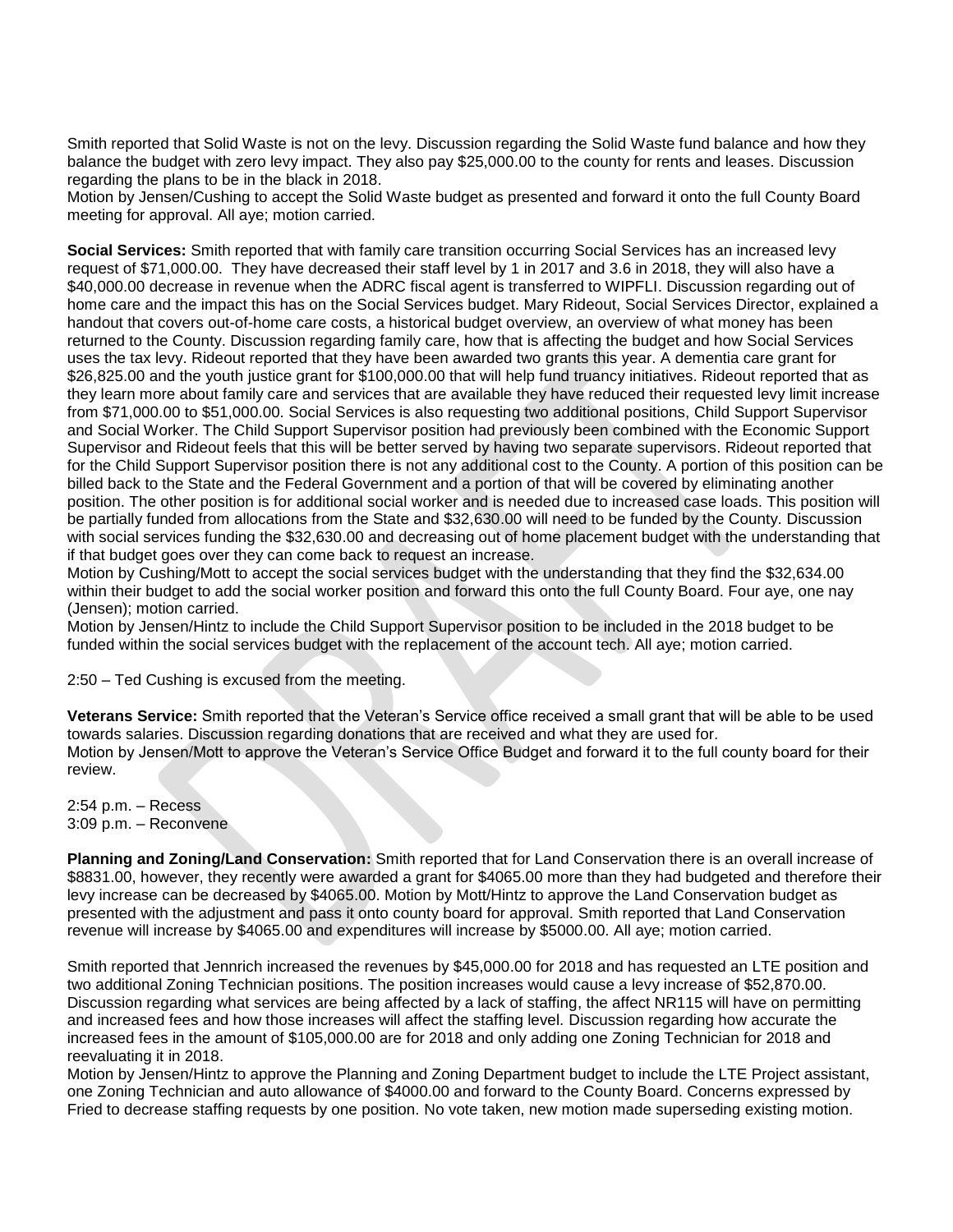Smith reported that Solid Waste is not on the levy. Discussion regarding the Solid Waste fund balance and how they balance the budget with zero levy impact. They also pay $25,000.00 to the county for rents and leases. Discussion regarding the plans to be in the black in 2018.
Motion by Jensen/Cushing to accept the Solid Waste budget as presented and forward it onto the full County Board meeting for approval. All aye; motion carried.

**Social Services:** Smith reported that with family care transition occurring Social Services has an increased levy request of $71,000.00. They have decreased their staff level by 1 in 2017 and 3.6 in 2018, they will also have a $40,000.00 decrease in revenue when the ADRC fiscal agent is transferred to WIPFLI. Discussion regarding out of home care and the impact this has on the Social Services budget. Mary Rideout, Social Services Director, explained a handout that covers out-of-home care costs, a historical budget overview, an overview of what money has been returned to the County. Discussion regarding family care, how that is affecting the budget and how Social Services uses the tax levy. Rideout reported that they have been awarded two grants this year. A dementia care grant for $26,825.00 and the youth justice grant for $100,000.00 that will help fund truancy initiatives. Rideout reported that as they learn more about family care and services that are available they have reduced their requested levy limit increase from $71,000.00 to $51,000.00. Social Services is also requesting two additional positions, Child Support Supervisor and Social Worker. The Child Support Supervisor position had previously been combined with the Economic Support Supervisor and Rideout feels that this will be better served by having two separate supervisors. Rideout reported that for the Child Support Supervisor position there is not any additional cost to the County. A portion of this position can be billed back to the State and the Federal Government and a portion of that will be covered by eliminating another position. The other position is for additional social worker and is needed due to increased case loads. This position will be partially funded from allocations from the State and $32,630.00 will need to be funded by the County. Discussion with social services funding the $32,630.00 and decreasing out of home placement budget with the understanding that if that budget goes over they can come back to request an increase.
Motion by Cushing/Mott to accept the social services budget with the understanding that they find the $32,634.00 within their budget to add the social worker position and forward this onto the full County Board. Four aye, one nay (Jensen); motion carried.
Motion by Jensen/Hintz to include the Child Support Supervisor position to be included in the 2018 budget to be funded within the social services budget with the replacement of the account tech. All aye; motion carried.

2:50 – Ted Cushing is excused from the meeting.

**Veterans Service:** Smith reported that the Veteran's Service office received a small grant that will be able to be used towards salaries. Discussion regarding donations that are received and what they are used for.
Motion by Jensen/Mott to approve the Veteran's Service Office Budget and forward it to the full county board for their review.

2:54 p.m. – Recess
3:09 p.m. – Reconvene

**Planning and Zoning/Land Conservation:** Smith reported that for Land Conservation there is an overall increase of $8831.00, however, they recently were awarded a grant for $4065.00 more than they had budgeted and therefore their levy increase can be decreased by $4065.00. Motion by Mott/Hintz to approve the Land Conservation budget as presented with the adjustment and pass it onto county board for approval. Smith reported that Land Conservation revenue will increase by $4065.00 and expenditures will increase by $5000.00. All aye; motion carried.

Smith reported that Jennrich increased the revenues by $45,000.00 for 2018 and has requested an LTE position and two additional Zoning Technician positions. The position increases would cause a levy increase of $52,870.00. Discussion regarding what services are being affected by a lack of staffing, the affect NR115 will have on permitting and increased fees and how those increases will affect the staffing level. Discussion regarding how accurate the increased fees in the amount of $105,000.00 are for 2018 and only adding one Zoning Technician for 2018 and reevaluating it in 2018.
Motion by Jensen/Hintz to approve the Planning and Zoning Department budget to include the LTE Project assistant, one Zoning Technician and auto allowance of $4000.00 and forward to the County Board. Concerns expressed by Fried to decrease staffing requests by one position. No vote taken, new motion made superseding existing motion.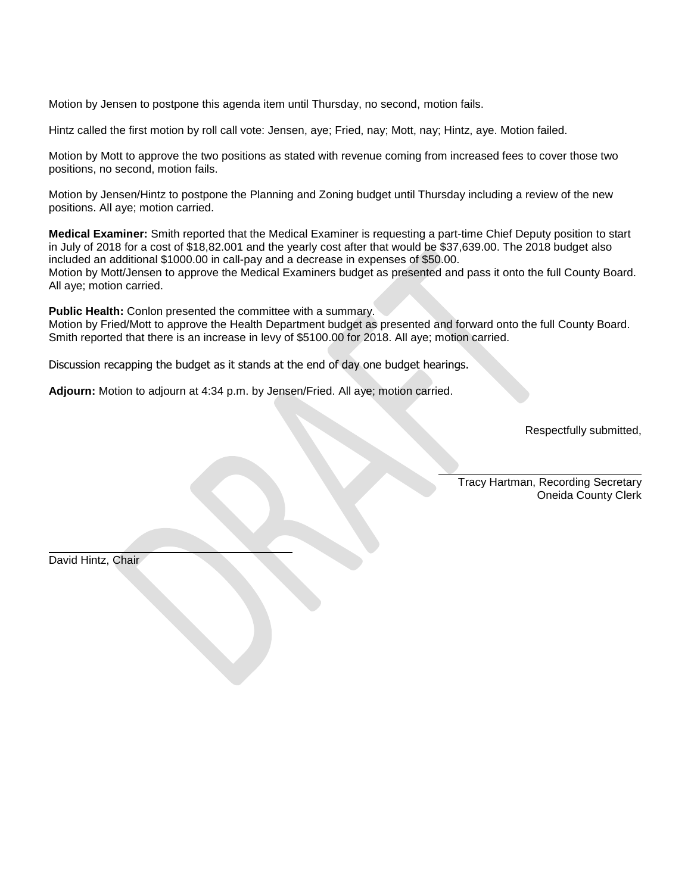Motion by Jensen to postpone this agenda item until Thursday, no second, motion fails.

Hintz called the first motion by roll call vote: Jensen, aye; Fried, nay; Mott, nay; Hintz, aye. Motion failed.

Motion by Mott to approve the two positions as stated with revenue coming from increased fees to cover those two positions, no second, motion fails.

Motion by Jensen/Hintz to postpone the Planning and Zoning budget until Thursday including a review of the new positions. All aye; motion carried.

**Medical Examiner:** Smith reported that the Medical Examiner is requesting a part-time Chief Deputy position to start in July of 2018 for a cost of $18,82.001 and the yearly cost after that would be $37,639.00. The 2018 budget also included an additional $1000.00 in call-pay and a decrease in expenses of $50.00.
Motion by Mott/Jensen to approve the Medical Examiners budget as presented and pass it onto the full County Board. All aye; motion carried.

**Public Health:** Conlon presented the committee with a summary.
Motion by Fried/Mott to approve the Health Department budget as presented and forward onto the full County Board. Smith reported that there is an increase in levy of $5100.00 for 2018. All aye; motion carried.

Discussion recapping the budget as it stands at the end of day one budget hearings.

**Adjourn:** Motion to adjourn at 4:34 p.m. by Jensen/Fried. All aye; motion carried.

Respectfully submitted,

Tracy Hartman, Recording Secretary
Oneida County Clerk

David Hintz, Chair